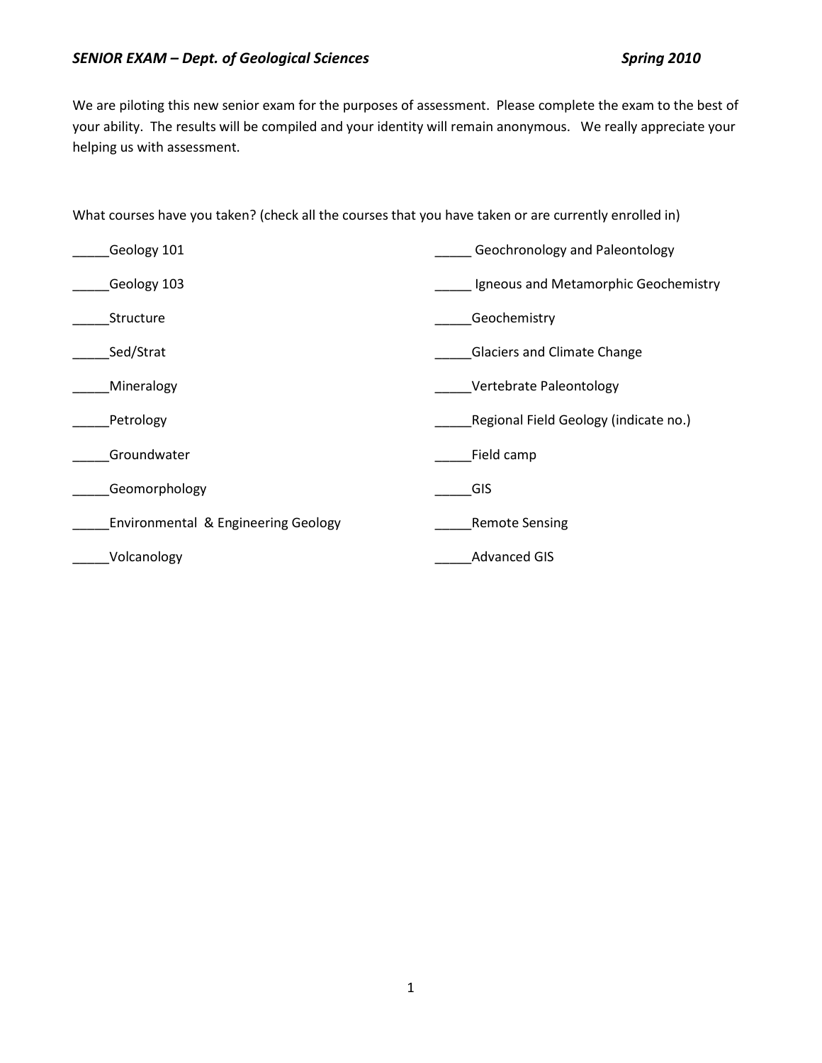*SENIOR EXAM – Dept. of Geological Sciences* *Spring 2010*

We are piloting this new senior exam for the purposes of assessment. Please complete the exam to the best of your ability. The results will be compiled and your identity will remain anonymous. We really appreciate your helping us with assessment.

What courses have you taken? (check all the courses that you have taken or are currently enrolled in)

_____Geology 101

_____Geology 103

_____Structure

_____Sed/Strat

_____Mineralogy

_____Petrology

_____Groundwater

_____Geomorphology

_____Environmental & Engineering Geology

_____Volcanology

_____ Geochronology and Paleontology

_____ Igneous and Metamorphic Geochemistry

_____Geochemistry

_____Glaciers and Climate Change

_____Vertebrate Paleontology

_____Regional Field Geology (indicate no.)

_____Field camp

_____GIS

_____Remote Sensing

_____Advanced GIS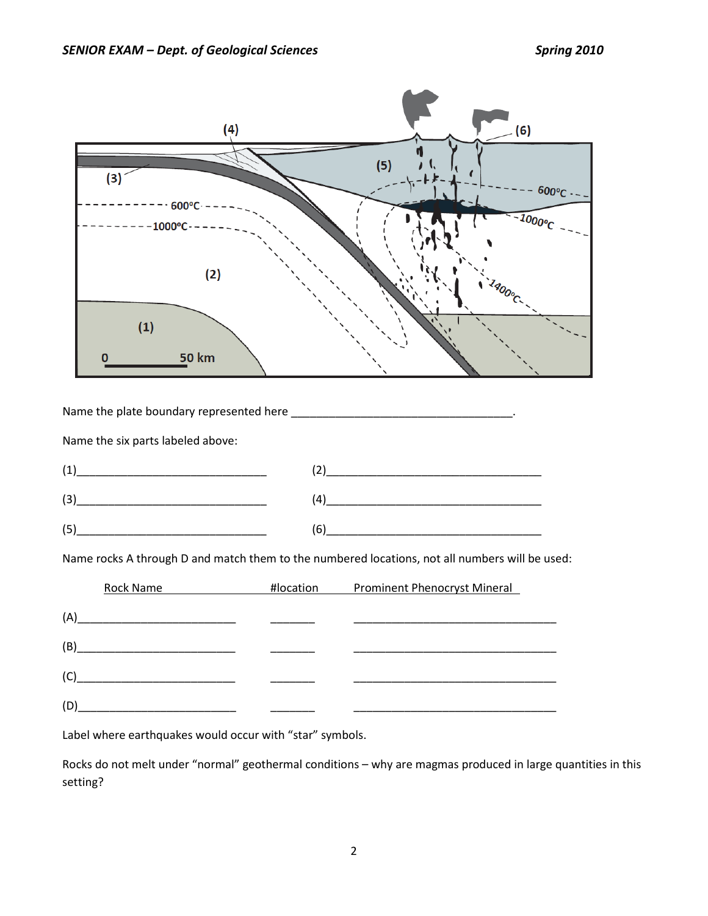Name the plate boundary represented here ___________________________________.

Name the six parts labeled above:

(1)______________________________ (2)__________________________________

(3)______________________________ (4)__________________________________

(5)______________________________ (6)__________________________________

Name rocks A through D and match them to the numbered locations, not all numbers will be used:

| Rock Name | #location | Prominent Phenocryst Mineral |
|---|---|---|
| (A)________________________ | _______ | ________________________________ |
| (B)________________________ | _______ | ________________________________ |
| (C)________________________ | _______ | ________________________________ |
| (D)________________________ | _______ | ________________________________ |

Label where earthquakes would occur with "star" symbols.

Rocks do not melt under "normal" geothermal conditions – why are magmas produced in large quantities in this setting?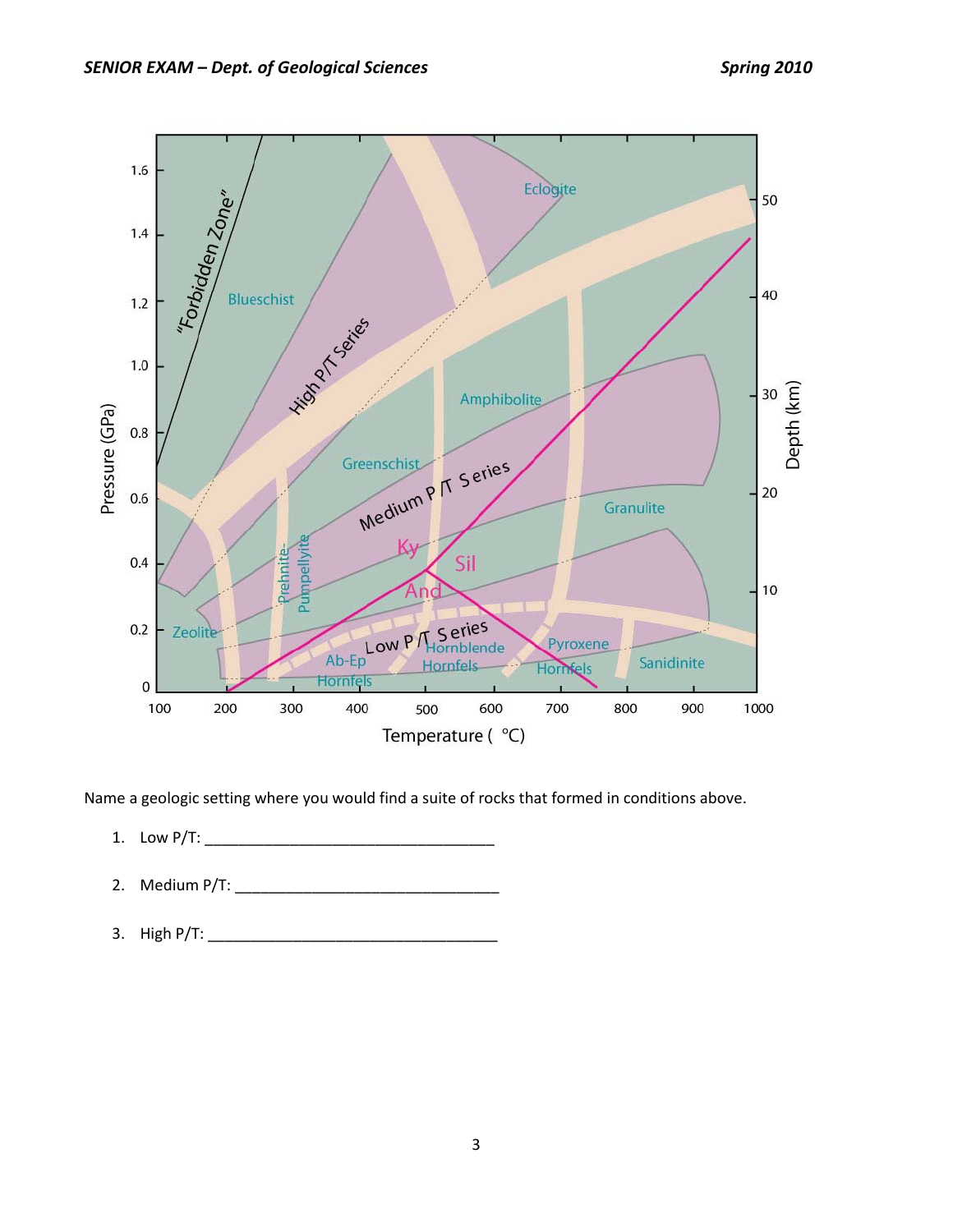Name a geologic setting where you would find a suite of rocks that formed in conditions above.

1. Low P/T: __________________________________

2. Medium P/T: _______________________________

3. High P/T: _________________________________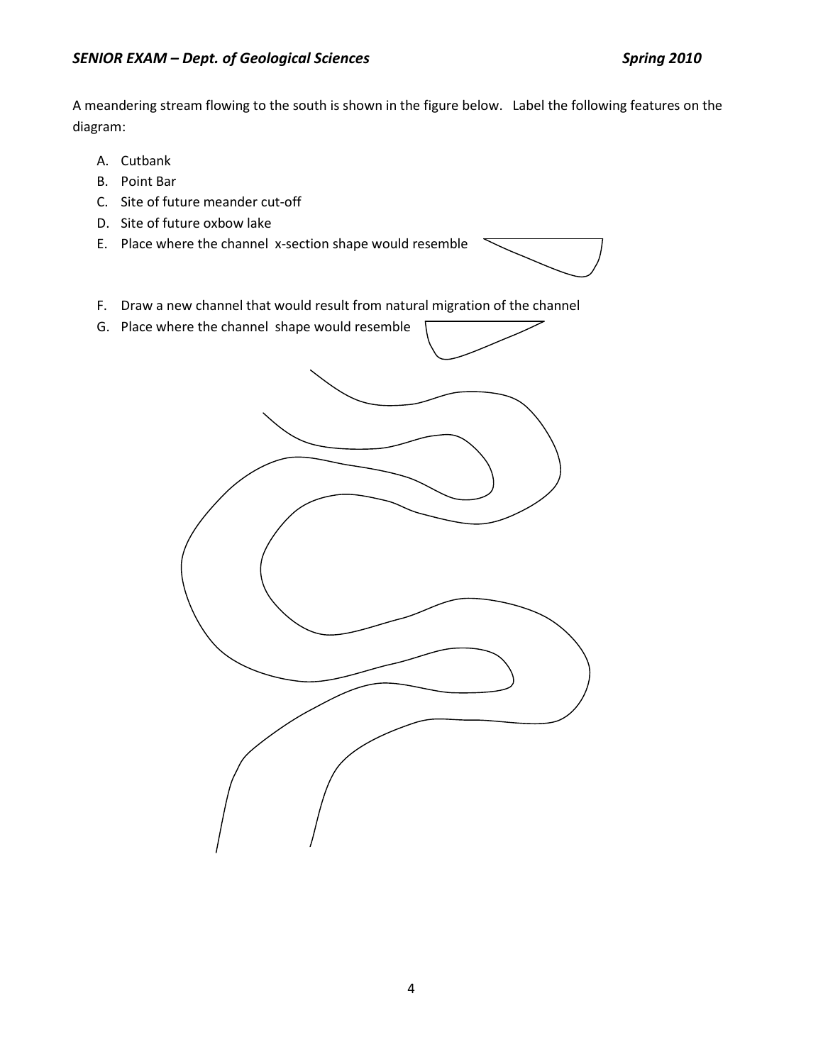A meandering stream flowing to the south is shown in the figure below. Label the following features on the diagram:

A. Cutbank
B. Point Bar
C. Site of future meander cut-off
D. Site of future oxbow lake
E. Place where the channel x-section shape would resemble
F. Draw a new channel that would result from natural migration of the channel
G. Place where the channel shape would resemble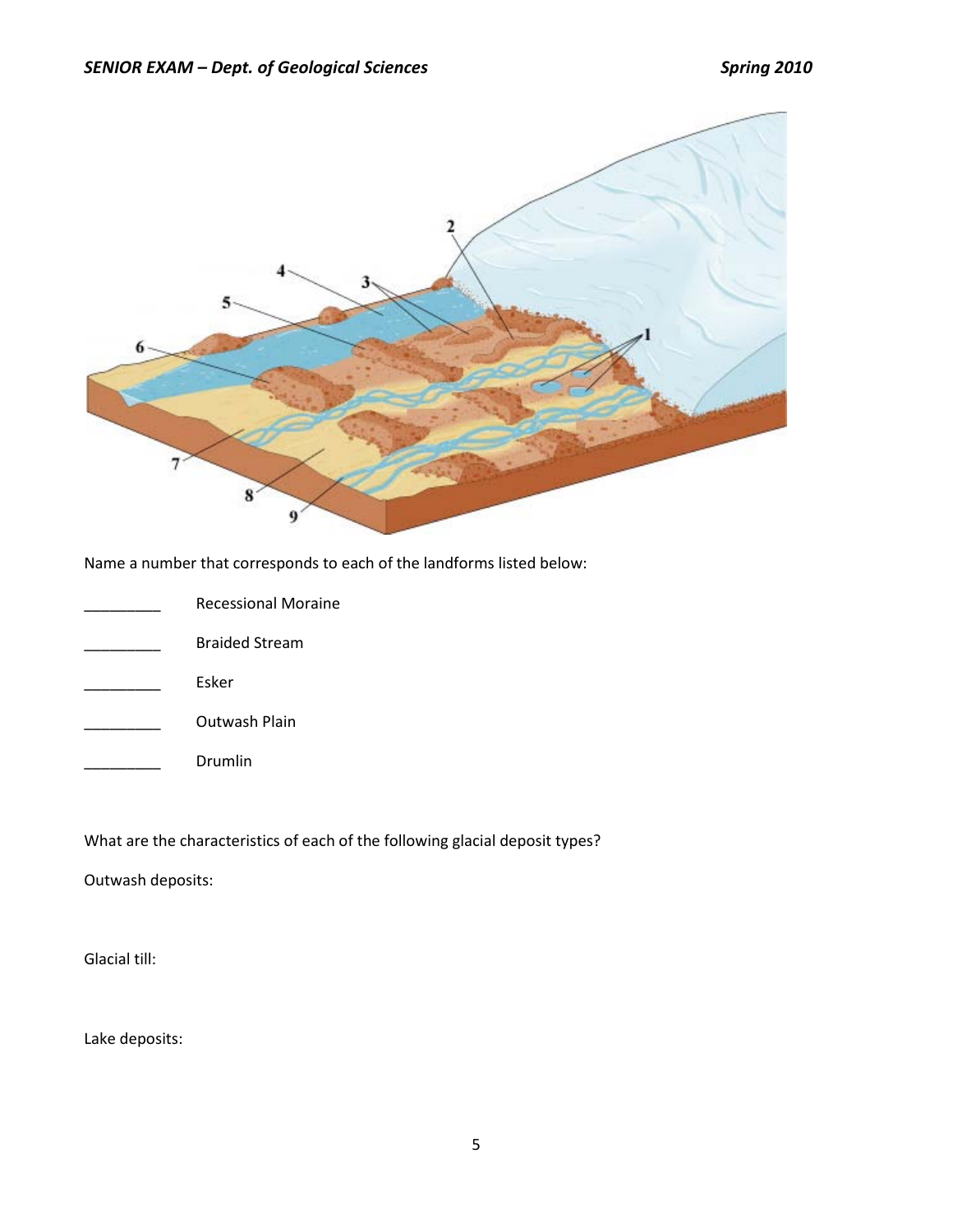Name a number that corresponds to each of the landforms listed below:

_________ Recessional Moraine

_________ Braided Stream

_________ Esker

_________ Outwash Plain

_________ Drumlin

What are the characteristics of each of the following glacial deposit types?

Outwash deposits:

Glacial till:

Lake deposits: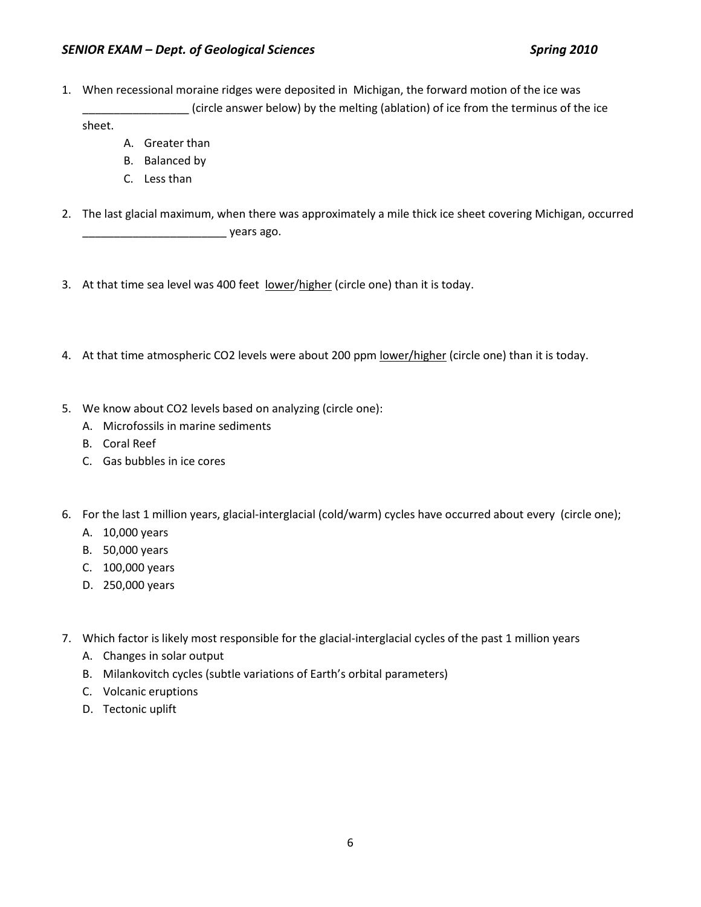1. When recessional moraine ridges were deposited in Michigan, the forward motion of the ice was ________________ (circle answer below) by the melting (ablation) of ice from the terminus of the ice sheet.
   A. Greater than
   B. Balanced by
   C. Less than

2. The last glacial maximum, when there was approximately a mile thick ice sheet covering Michigan, occurred _______________________ years ago.

3. At that time sea level was 400 feet <u>lower</u>/<u>higher</u> (circle one) than it is today.

4. At that time atmospheric CO2 levels were about 200 ppm <u>lower/higher</u> (circle one) than it is today.

5. We know about CO2 levels based on analyzing (circle one):
   A. Microfossils in marine sediments
   B. Coral Reef
   C. Gas bubbles in ice cores

6. For the last 1 million years, glacial-interglacial (cold/warm) cycles have occurred about every (circle one);
   A. 10,000 years
   B. 50,000 years
   C. 100,000 years
   D. 250,000 years

7. Which factor is likely most responsible for the glacial-interglacial cycles of the past 1 million years
   A. Changes in solar output
   B. Milankovitch cycles (subtle variations of Earth's orbital parameters)
   C. Volcanic eruptions
   D. Tectonic uplift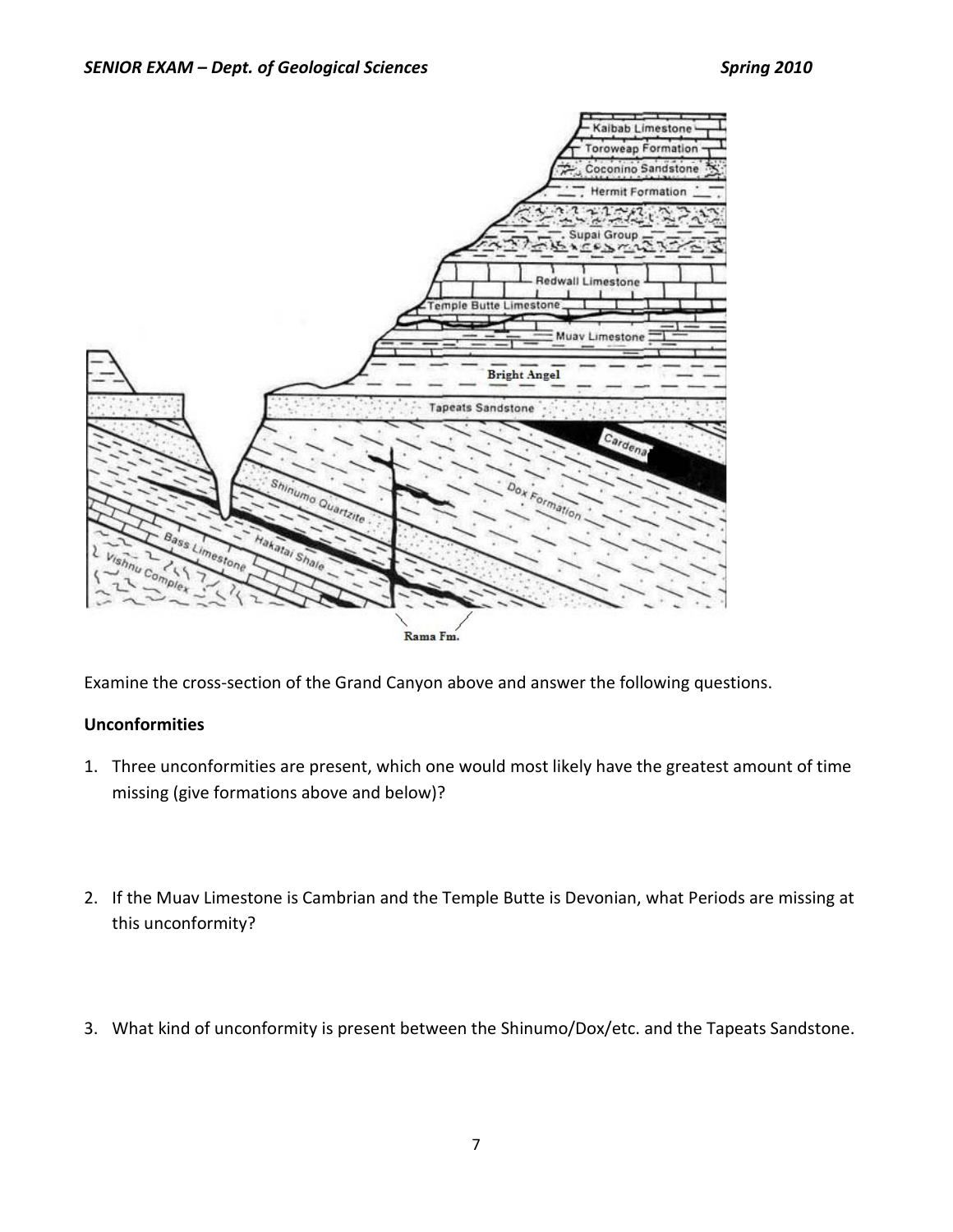Examine the cross-section of the Grand Canyon above and answer the following questions.

**Unconformities**

1. Three unconformities are present, which one would most likely have the greatest amount of time missing (give formations above and below)?

2. If the Muav Limestone is Cambrian and the Temple Butte is Devonian, what Periods are missing at this unconformity?

3. What kind of unconformity is present between the Shinumo/Dox/etc. and the Tapeats Sandstone.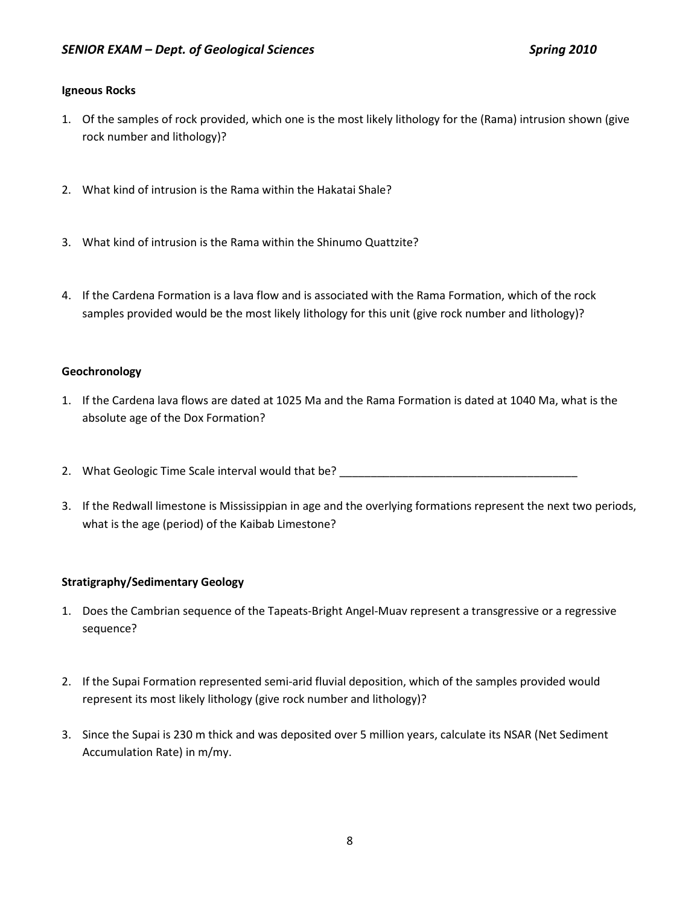### Igneous Rocks

1. Of the samples of rock provided, which one is the most likely lithology for the (Rama) intrusion shown (give rock number and lithology)?

2. What kind of intrusion is the Rama within the Hakatai Shale?

3. What kind of intrusion is the Rama within the Shinumo Quattzite?

4. If the Cardena Formation is a lava flow and is associated with the Rama Formation, which of the rock samples provided would be the most likely lithology for this unit (give rock number and lithology)?

### Geochronology

1. If the Cardena lava flows are dated at 1025 Ma and the Rama Formation is dated at 1040 Ma, what is the absolute age of the Dox Formation?

2. What Geologic Time Scale interval would that be? ______________________________________

3. If the Redwall limestone is Mississippian in age and the overlying formations represent the next two periods, what is the age (period) of the Kaibab Limestone?

### Stratigraphy/Sedimentary Geology

1. Does the Cambrian sequence of the Tapeats-Bright Angel-Muav represent a transgressive or a regressive sequence?

2. If the Supai Formation represented semi-arid fluvial deposition, which of the samples provided would represent its most likely lithology (give rock number and lithology)?

3. Since the Supai is 230 m thick and was deposited over 5 million years, calculate its NSAR (Net Sediment Accumulation Rate) in m/my.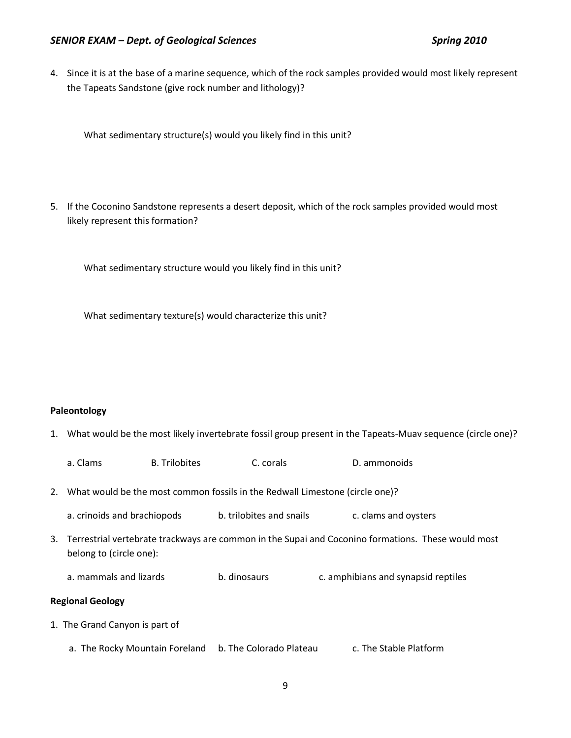4. Since it is at the base of a marine sequence, which of the rock samples provided would most likely represent the Tapeats Sandstone (give rock number and lithology)?

   What sedimentary structure(s) would you likely find in this unit?

5. If the Coconino Sandstone represents a desert deposit, which of the rock samples provided would most likely represent this formation?

   What sedimentary structure would you likely find in this unit?

   What sedimentary texture(s) would characterize this unit?

**Paleontology**

1. What would be the most likely invertebrate fossil group present in the Tapeats-Muav sequence (circle one)?

   a. Clams B. Trilobites C. corals D. ammonoids

2. What would be the most common fossils in the Redwall Limestone (circle one)?

   a. crinoids and brachiopods b. trilobites and snails c. clams and oysters

3. Terrestrial vertebrate trackways are common in the Supai and Coconino formations. These would most belong to (circle one):

   a. mammals and lizards b. dinosaurs c. amphibians and synapsid reptiles

**Regional Geology**

1. The Grand Canyon is part of

   a. The Rocky Mountain Foreland b. The Colorado Plateau c. The Stable Platform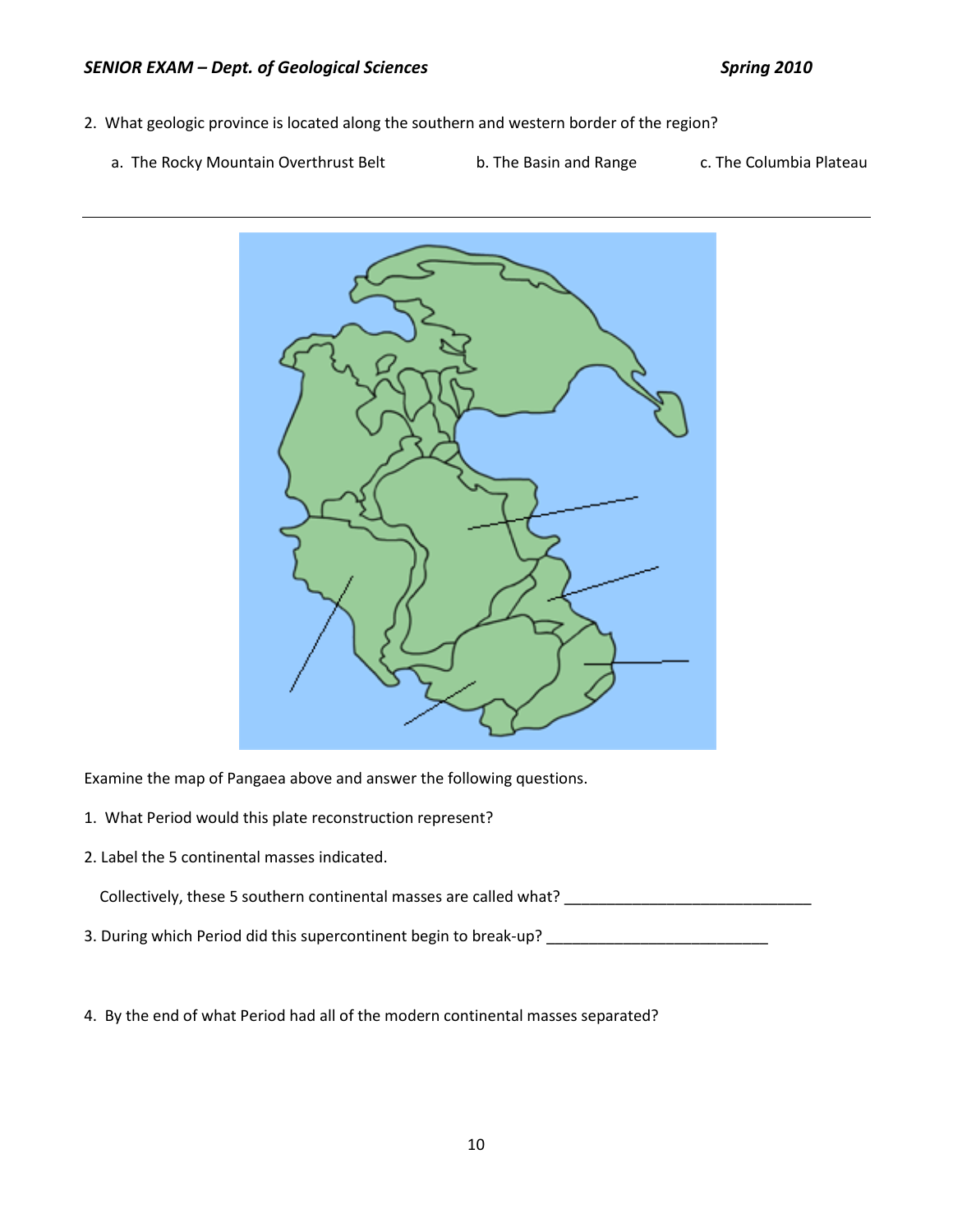2. What geologic province is located along the southern and western border of the region?

   a. The Rocky Mountain Overthrust Belt  b. The Basin and Range  c. The Columbia Plateau

---

Examine the map of Pangaea above and answer the following questions.

1. What Period would this plate reconstruction represent?

2. Label the 5 continental masses indicated.

   Collectively, these 5 southern continental masses are called what? ____________________________

3. During which Period did this supercontinent begin to break-up? __________________________

4. By the end of what Period had all of the modern continental masses separated?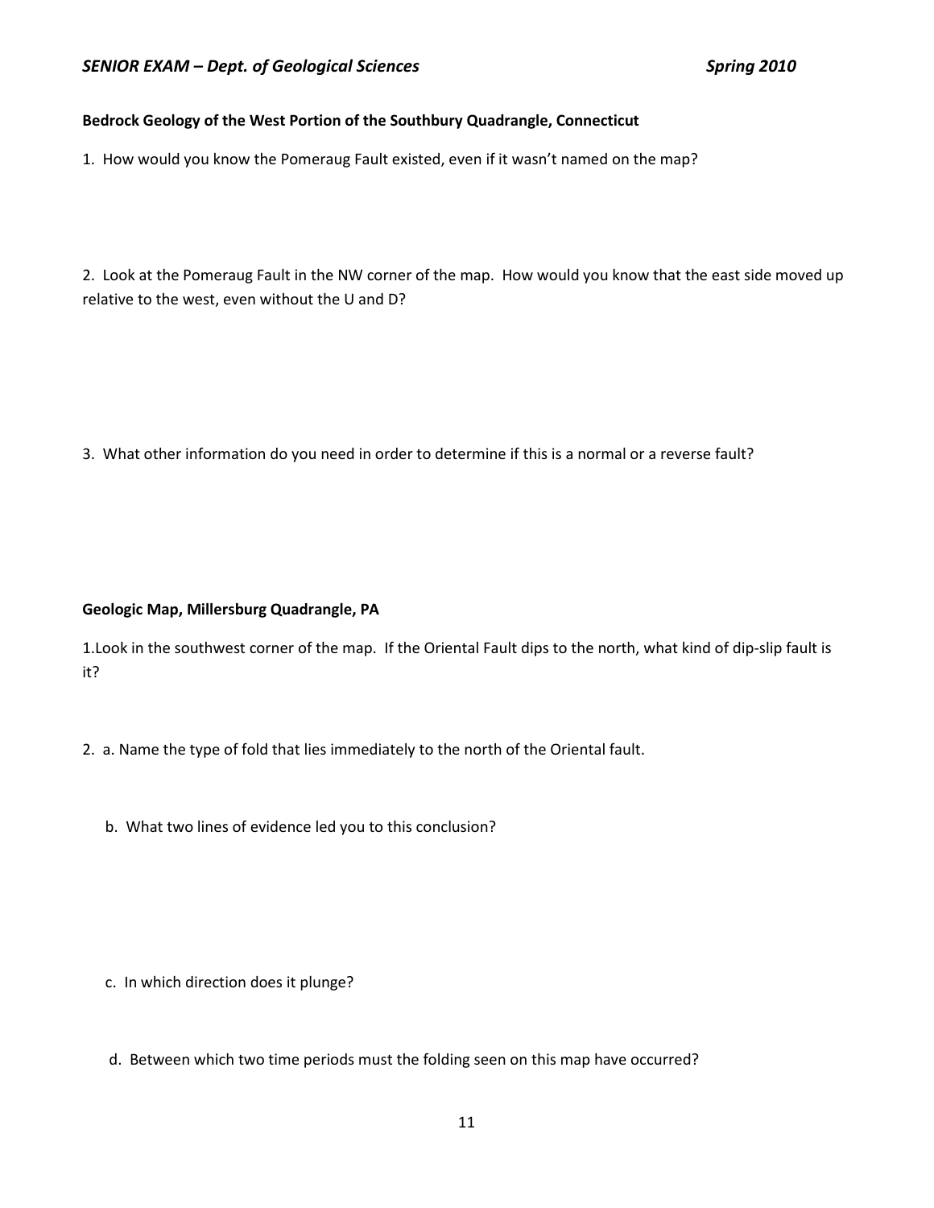**Bedrock Geology of the West Portion of the Southbury Quadrangle, Connecticut**

1. How would you know the Pomeraug Fault existed, even if it wasn't named on the map?

2. Look at the Pomeraug Fault in the NW corner of the map. How would you know that the east side moved up relative to the west, even without the U and D?

3. What other information do you need in order to determine if this is a normal or a reverse fault?

**Geologic Map, Millersburg Quadrangle, PA**

1.Look in the southwest corner of the map. If the Oriental Fault dips to the north, what kind of dip-slip fault is it?

2. a. Name the type of fold that lies immediately to the north of the Oriental fault.

   b. What two lines of evidence led you to this conclusion?

   c. In which direction does it plunge?

   d. Between which two time periods must the folding seen on this map have occurred?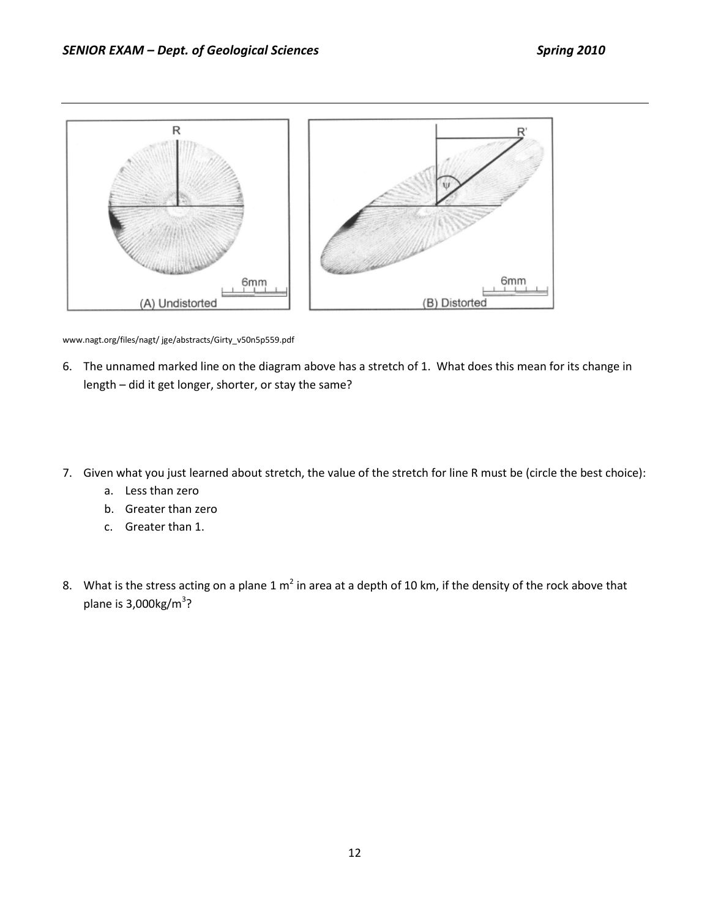www.nagt.org/files/nagt/ jge/abstracts/Girty_v50n5p559.pdf

6. The unnamed marked line on the diagram above has a stretch of 1. What does this mean for its change in length – did it get longer, shorter, or stay the same?

7. Given what you just learned about stretch, the value of the stretch for line R must be (circle the best choice):
   a. Less than zero
   b. Greater than zero
   c. Greater than 1.

8. What is the stress acting on a plane 1 $m^2$ in area at a depth of 10 km, if the density of the rock above that plane is 3,000kg/$m^3$?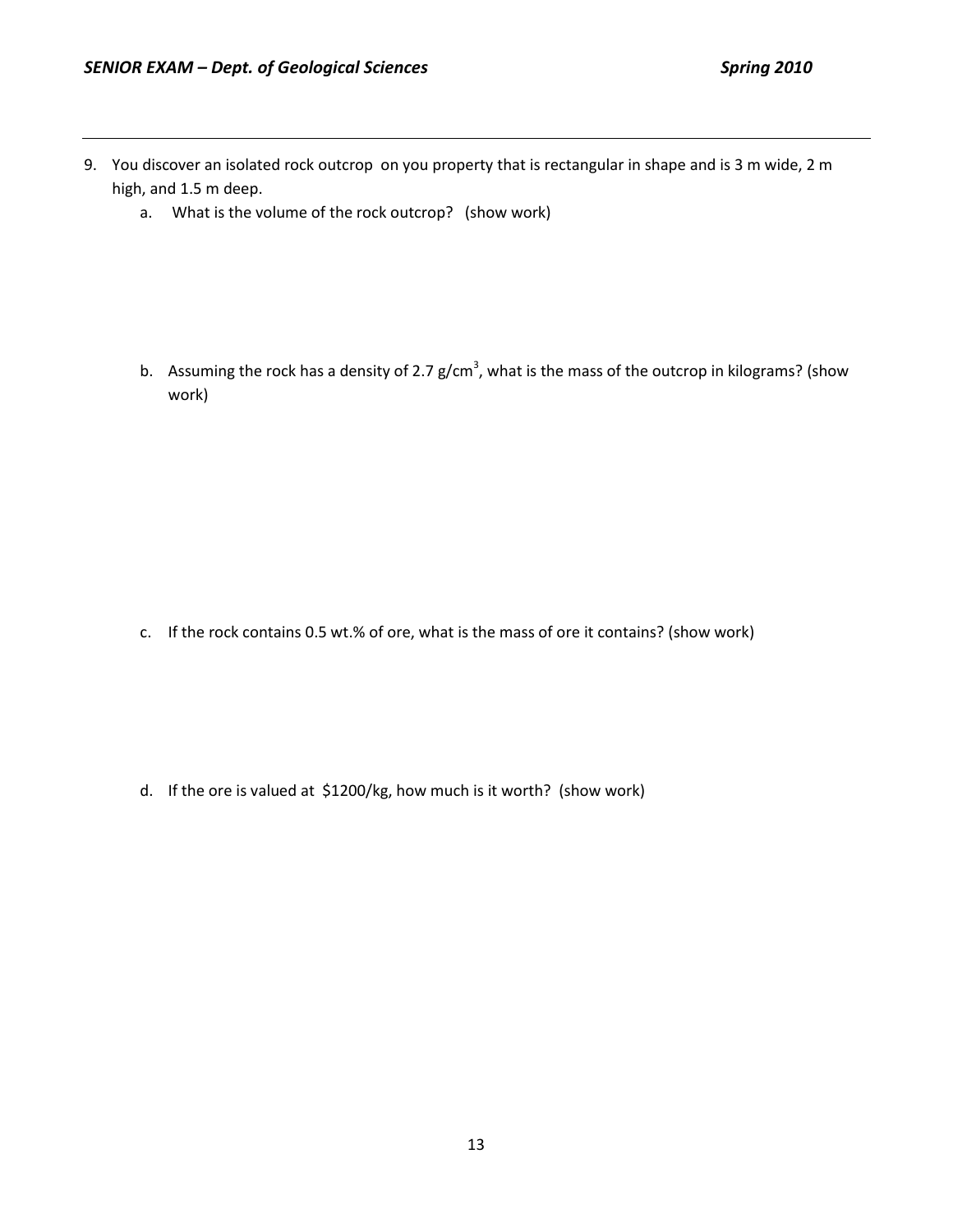9. You discover an isolated rock outcrop on you property that is rectangular in shape and is 3 m wide, 2 m high, and 1.5 m deep.
   a. What is the volume of the rock outcrop? (show work)

   b. Assuming the rock has a density of 2.7 g/cm$^3$, what is the mass of the outcrop in kilograms? (show work)

   c. If the rock contains 0.5 wt.% of ore, what is the mass of ore it contains? (show work)

   d. If the ore is valued at $1200/kg, how much is it worth? (show work)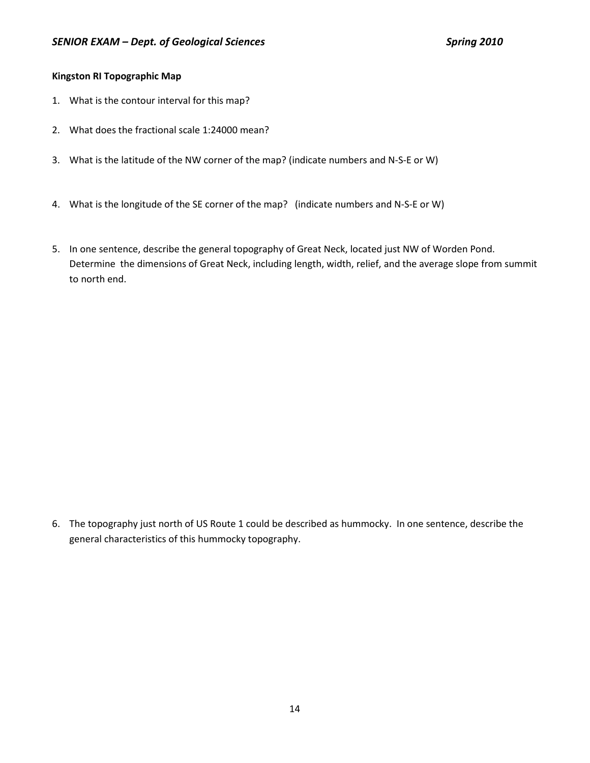**Kingston RI Topographic Map**

1. What is the contour interval for this map?

2. What does the fractional scale 1:24000 mean?

3. What is the latitude of the NW corner of the map? (indicate numbers and N-S-E or W)

4. What is the longitude of the SE corner of the map? (indicate numbers and N-S-E or W)

5. In one sentence, describe the general topography of Great Neck, located just NW of Worden Pond. Determine the dimensions of Great Neck, including length, width, relief, and the average slope from summit to north end.

6. The topography just north of US Route 1 could be described as hummocky. In one sentence, describe the general characteristics of this hummocky topography.